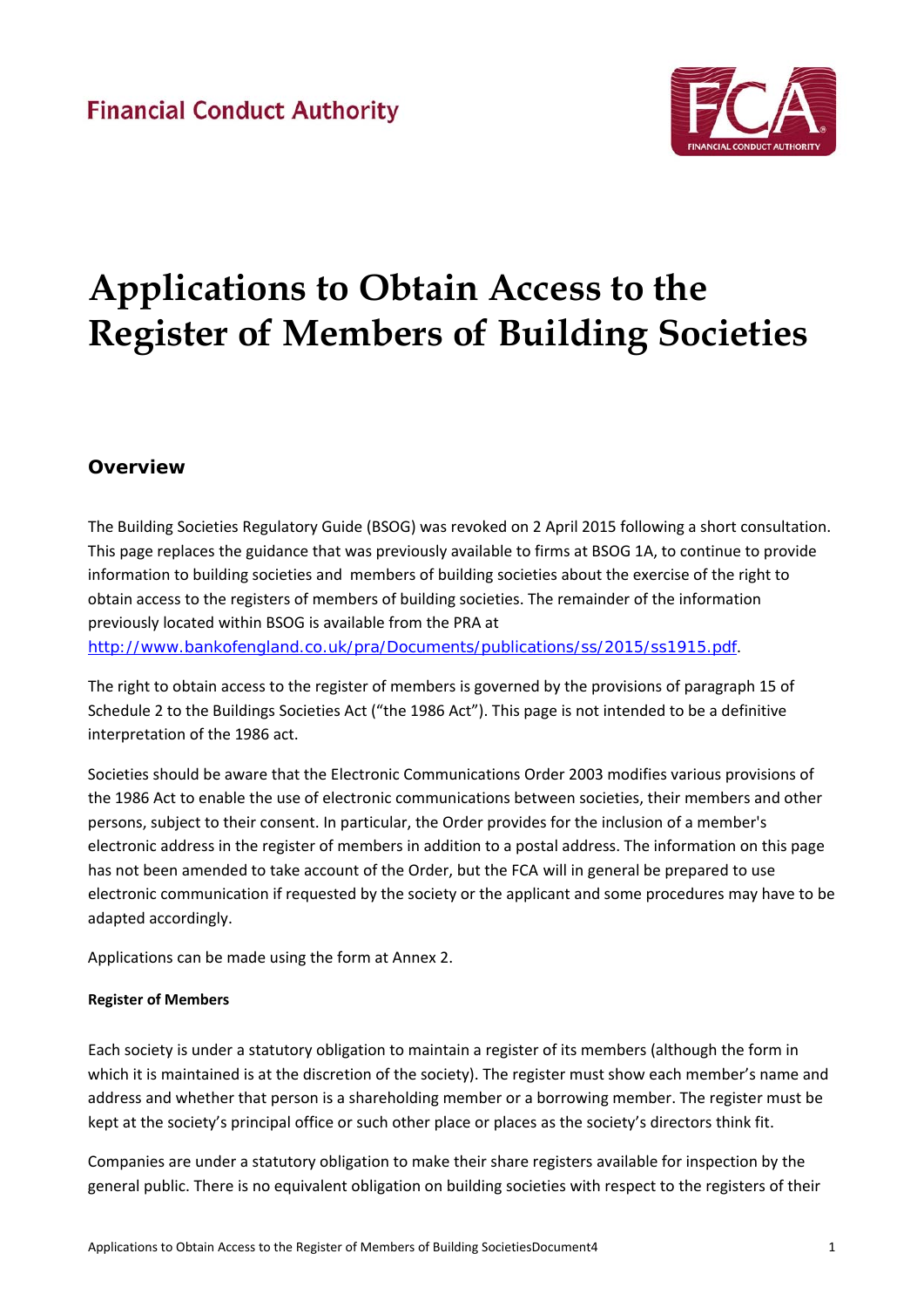Financial Conduct Authority

# Applications to Obtain Access to the Register of Members of Building Societies

## Overview

The Building Societies Regulatory Guide (BSOG) was revoked on 2 April 2015 following a short consultation. This page replaces the guidance that was previously available to firms at BSOG 1A, to continue to provide information to building societies and members of building societies about the exercise of the right to obtain access to the registers of members of building societies. The remainder of the information previously located within BSOG is available from the PRA at http://www.bankofengland.co.uk/pra/Documents/publications/ss/2015/ss1915.pdf.

The right to obtain access to the register of members is governed by the provisions of paragraph 15 of Schedule 2 to the Buildings Societies Act ("the 1986 Act"). This page is not intended to be a definitive interpretation of the 1986 act.

Societies should be aware that the Electronic Communications Order 2003 modifies various provisions of the 1986 Act to enable the use of electronic communications between societies, their members and other persons, subject to their consent. In particular, the Order provides for the inclusion of a member's electronic address in the register of members in addition to a postal address. The information on this page has not been amended to take account of the Order, but the FCA will in general be prepared to use electronic communication if requested by the society or the applicant and some procedures may have to be adapted accordingly.

Applications can be made using the form at Annex 2.

**Register of Members**

Each society is under a statutory obligation to maintain a register of its members (although the form in which it is maintained is at the discretion of the society). The register must show each member's name and address and whether that person is a shareholding member or a borrowing member. The register must be kept at the society's principal office or such other place or places as the society's directors think fit.

Companies are under a statutory obligation to make their share registers available for inspection by the general public. There is no equivalent obligation on building societies with respect to the registers of their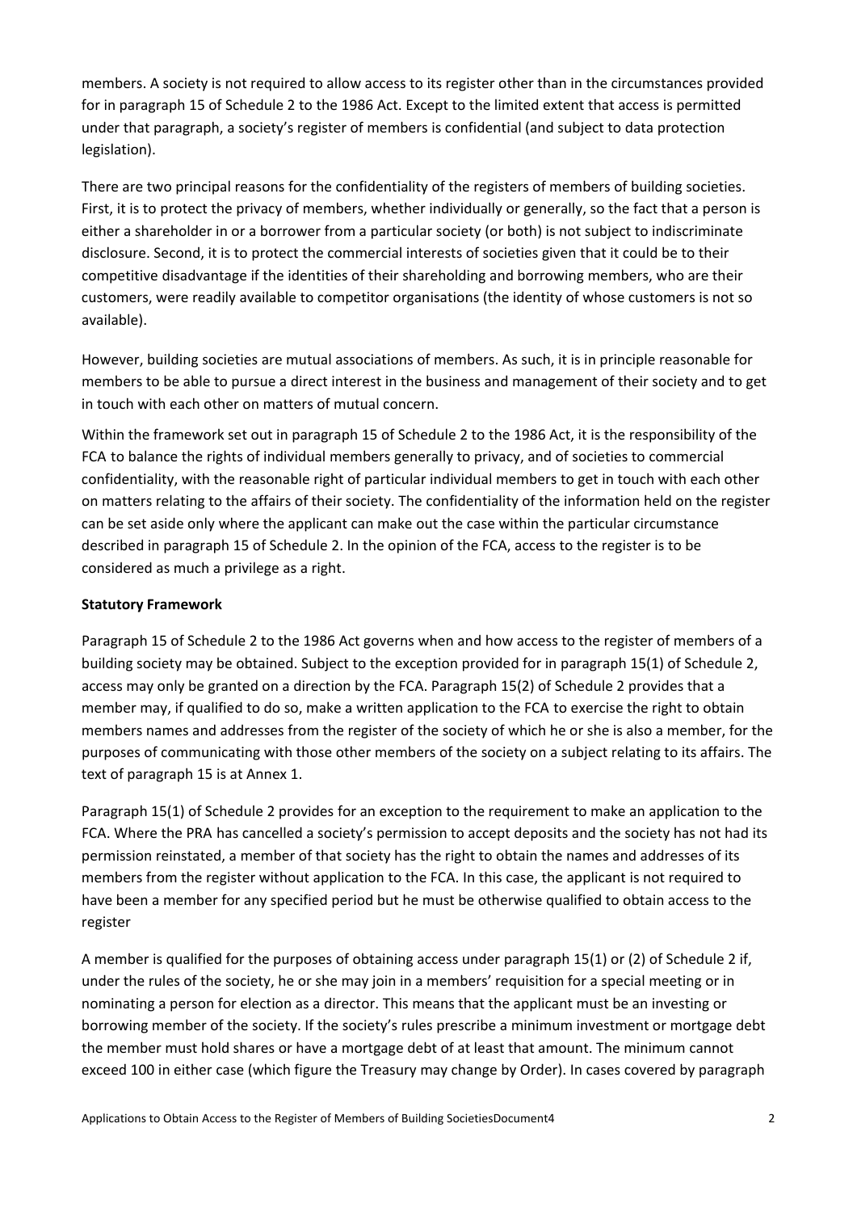members. A society is not required to allow access to its register other than in the circumstances provided for in paragraph 15 of Schedule 2 to the 1986 Act. Except to the limited extent that access is permitted under that paragraph, a society's register of members is confidential (and subject to data protection legislation).

There are two principal reasons for the confidentiality of the registers of members of building societies. First, it is to protect the privacy of members, whether individually or generally, so the fact that a person is either a shareholder in or a borrower from a particular society (or both) is not subject to indiscriminate disclosure. Second, it is to protect the commercial interests of societies given that it could be to their competitive disadvantage if the identities of their shareholding and borrowing members, who are their customers, were readily available to competitor organisations (the identity of whose customers is not so available).

However, building societies are mutual associations of members. As such, it is in principle reasonable for members to be able to pursue a direct interest in the business and management of their society and to get in touch with each other on matters of mutual concern.

Within the framework set out in paragraph 15 of Schedule 2 to the 1986 Act, it is the responsibility of the FCA to balance the rights of individual members generally to privacy, and of societies to commercial confidentiality, with the reasonable right of particular individual members to get in touch with each other on matters relating to the affairs of their society. The confidentiality of the information held on the register can be set aside only where the applicant can make out the case within the particular circumstance described in paragraph 15 of Schedule 2. In the opinion of the FCA, access to the register is to be considered as much a privilege as a right.

**Statutory Framework**

Paragraph 15 of Schedule 2 to the 1986 Act governs when and how access to the register of members of a building society may be obtained. Subject to the exception provided for in paragraph 15(1) of Schedule 2, access may only be granted on a direction by the FCA. Paragraph 15(2) of Schedule 2 provides that a member may, if qualified to do so, make a written application to the FCA to exercise the right to obtain members names and addresses from the register of the society of which he or she is also a member, for the purposes of communicating with those other members of the society on a subject relating to its affairs. The text of paragraph 15 is at Annex 1.

Paragraph 15(1) of Schedule 2 provides for an exception to the requirement to make an application to the FCA. Where the PRA has cancelled a society's permission to accept deposits and the society has not had its permission reinstated, a member of that society has the right to obtain the names and addresses of its members from the register without application to the FCA. In this case, the applicant is not required to have been a member for any specified period but he must be otherwise qualified to obtain access to the register

A member is qualified for the purposes of obtaining access under paragraph 15(1) or (2) of Schedule 2 if, under the rules of the society, he or she may join in a members' requisition for a special meeting or in nominating a person for election as a director. This means that the applicant must be an investing or borrowing member of the society. If the society's rules prescribe a minimum investment or mortgage debt the member must hold shares or have a mortgage debt of at least that amount. The minimum cannot exceed 100 in either case (which figure the Treasury may change by Order). In cases covered by paragraph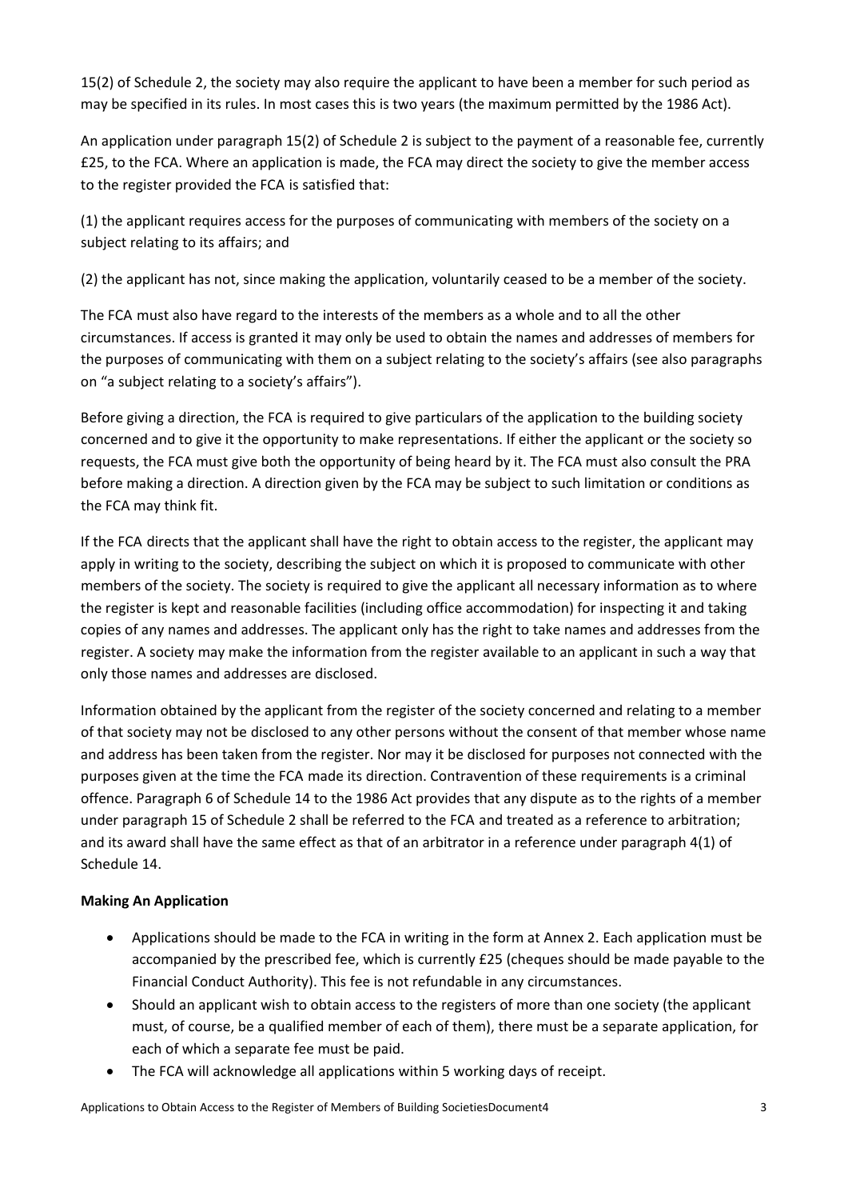15(2) of Schedule 2, the society may also require the applicant to have been a member for such period as may be specified in its rules. In most cases this is two years (the maximum permitted by the 1986 Act).

An application under paragraph 15(2) of Schedule 2 is subject to the payment of a reasonable fee, currently £25, to the FCA. Where an application is made, the FCA may direct the society to give the member access to the register provided the FCA is satisfied that:

(1) the applicant requires access for the purposes of communicating with members of the society on a subject relating to its affairs; and

(2) the applicant has not, since making the application, voluntarily ceased to be a member of the society.

The FCA must also have regard to the interests of the members as a whole and to all the other circumstances. If access is granted it may only be used to obtain the names and addresses of members for the purposes of communicating with them on a subject relating to the society's affairs (see also paragraphs on "a subject relating to a society's affairs").

Before giving a direction, the FCA is required to give particulars of the application to the building society concerned and to give it the opportunity to make representations. If either the applicant or the society so requests, the FCA must give both the opportunity of being heard by it. The FCA must also consult the PRA before making a direction. A direction given by the FCA may be subject to such limitation or conditions as the FCA may think fit.

If the FCA directs that the applicant shall have the right to obtain access to the register, the applicant may apply in writing to the society, describing the subject on which it is proposed to communicate with other members of the society. The society is required to give the applicant all necessary information as to where the register is kept and reasonable facilities (including office accommodation) for inspecting it and taking copies of any names and addresses. The applicant only has the right to take names and addresses from the register. A society may make the information from the register available to an applicant in such a way that only those names and addresses are disclosed.

Information obtained by the applicant from the register of the society concerned and relating to a member of that society may not be disclosed to any other persons without the consent of that member whose name and address has been taken from the register. Nor may it be disclosed for purposes not connected with the purposes given at the time the FCA made its direction. Contravention of these requirements is a criminal offence. Paragraph 6 of Schedule 14 to the 1986 Act provides that any dispute as to the rights of a member under paragraph 15 of Schedule 2 shall be referred to the FCA and treated as a reference to arbitration; and its award shall have the same effect as that of an arbitrator in a reference under paragraph 4(1) of Schedule 14.

**Making An Application**

- Applications should be made to the FCA in writing in the form at Annex 2. Each application must be accompanied by the prescribed fee, which is currently £25 (cheques should be made payable to the Financial Conduct Authority). This fee is not refundable in any circumstances.
- Should an applicant wish to obtain access to the registers of more than one society (the applicant must, of course, be a qualified member of each of them), there must be a separate application, for each of which a separate fee must be paid.
- The FCA will acknowledge all applications within 5 working days of receipt.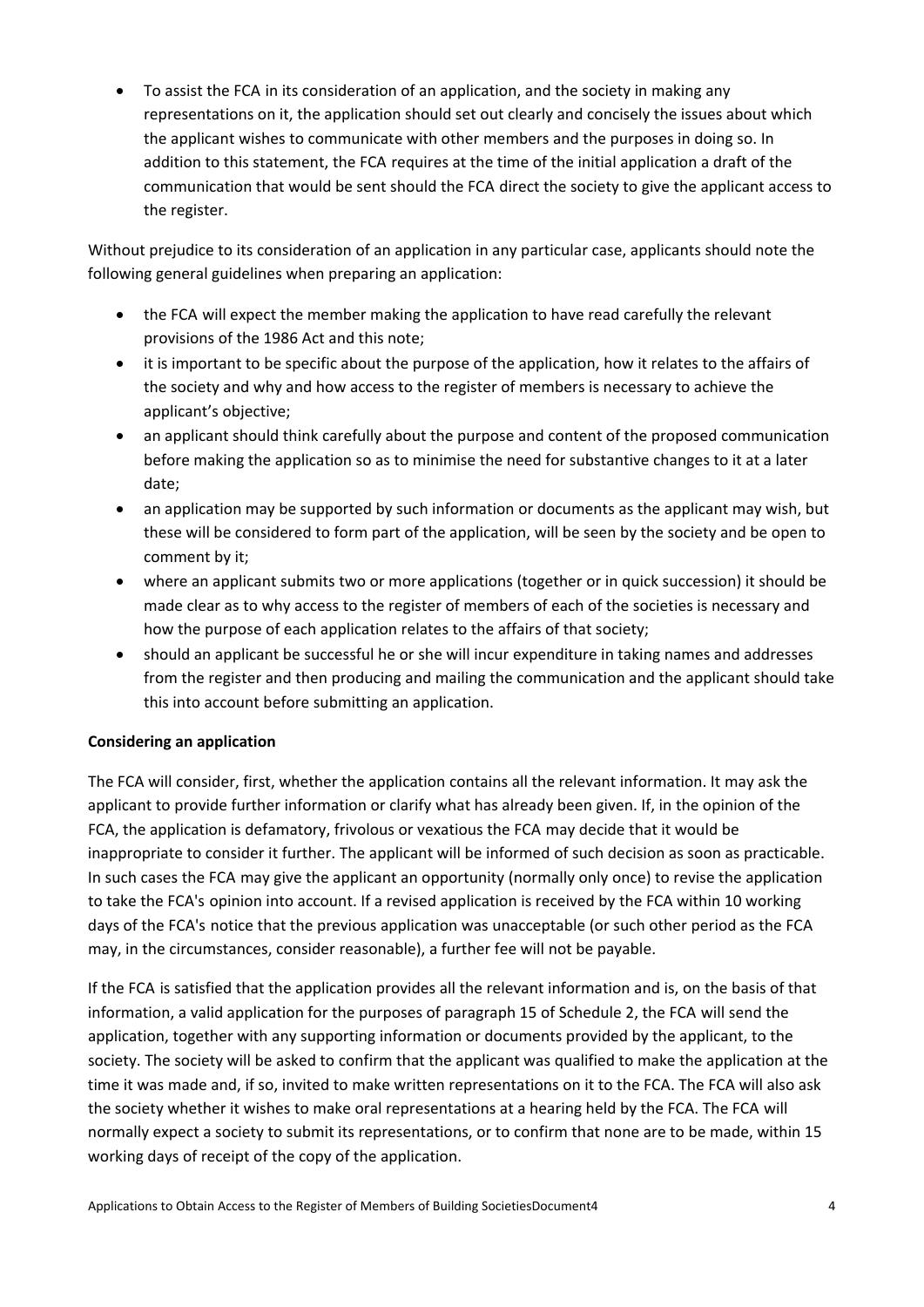- To assist the FCA in its consideration of an application, and the society in making any representations on it, the application should set out clearly and concisely the issues about which the applicant wishes to communicate with other members and the purposes in doing so. In addition to this statement, the FCA requires at the time of the initial application a draft of the communication that would be sent should the FCA direct the society to give the applicant access to the register.

Without prejudice to its consideration of an application in any particular case, applicants should note the following general guidelines when preparing an application:

- the FCA will expect the member making the application to have read carefully the relevant provisions of the 1986 Act and this note;
- it is important to be specific about the purpose of the application, how it relates to the affairs of the society and why and how access to the register of members is necessary to achieve the applicant's objective;
- an applicant should think carefully about the purpose and content of the proposed communication before making the application so as to minimise the need for substantive changes to it at a later date;
- an application may be supported by such information or documents as the applicant may wish, but these will be considered to form part of the application, will be seen by the society and be open to comment by it;
- where an applicant submits two or more applications (together or in quick succession) it should be made clear as to why access to the register of members of each of the societies is necessary and how the purpose of each application relates to the affairs of that society;
- should an applicant be successful he or she will incur expenditure in taking names and addresses from the register and then producing and mailing the communication and the applicant should take this into account before submitting an application.

**Considering an application**

The FCA will consider, first, whether the application contains all the relevant information. It may ask the applicant to provide further information or clarify what has already been given. If, in the opinion of the FCA, the application is defamatory, frivolous or vexatious the FCA may decide that it would be inappropriate to consider it further. The applicant will be informed of such decision as soon as practicable. In such cases the FCA may give the applicant an opportunity (normally only once) to revise the application to take the FCA's opinion into account. If a revised application is received by the FCA within 10 working days of the FCA's notice that the previous application was unacceptable (or such other period as the FCA may, in the circumstances, consider reasonable), a further fee will not be payable.

If the FCA is satisfied that the application provides all the relevant information and is, on the basis of that information, a valid application for the purposes of paragraph 15 of Schedule 2, the FCA will send the application, together with any supporting information or documents provided by the applicant, to the society. The society will be asked to confirm that the applicant was qualified to make the application at the time it was made and, if so, invited to make written representations on it to the FCA. The FCA will also ask the society whether it wishes to make oral representations at a hearing held by the FCA. The FCA will normally expect a society to submit its representations, or to confirm that none are to be made, within 15 working days of receipt of the copy of the application.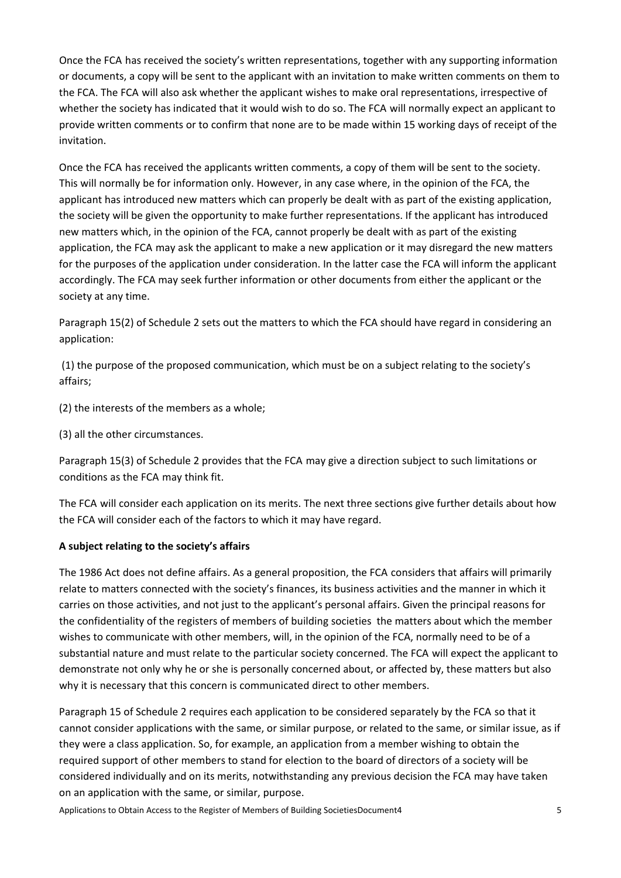Once the FCA has received the society's written representations, together with any supporting information or documents, a copy will be sent to the applicant with an invitation to make written comments on them to the FCA. The FCA will also ask whether the applicant wishes to make oral representations, irrespective of whether the society has indicated that it would wish to do so. The FCA will normally expect an applicant to provide written comments or to confirm that none are to be made within 15 working days of receipt of the invitation.

Once the FCA has received the applicants written comments, a copy of them will be sent to the society. This will normally be for information only. However, in any case where, in the opinion of the FCA, the applicant has introduced new matters which can properly be dealt with as part of the existing application, the society will be given the opportunity to make further representations. If the applicant has introduced new matters which, in the opinion of the FCA, cannot properly be dealt with as part of the existing application, the FCA may ask the applicant to make a new application or it may disregard the new matters for the purposes of the application under consideration. In the latter case the FCA will inform the applicant accordingly. The FCA may seek further information or other documents from either the applicant or the society at any time.

Paragraph 15(2) of Schedule 2 sets out the matters to which the FCA should have regard in considering an application:

(1) the purpose of the proposed communication, which must be on a subject relating to the society's affairs;

(2) the interests of the members as a whole;

(3) all the other circumstances.

Paragraph 15(3) of Schedule 2 provides that the FCA may give a direction subject to such limitations or conditions as the FCA may think fit.

The FCA will consider each application on its merits. The next three sections give further details about how the FCA will consider each of the factors to which it may have regard.

**A subject relating to the society's affairs**

The 1986 Act does not define affairs. As a general proposition, the FCA considers that affairs will primarily relate to matters connected with the society's finances, its business activities and the manner in which it carries on those activities, and not just to the applicant's personal affairs. Given the principal reasons for the confidentiality of the registers of members of building societies the matters about which the member wishes to communicate with other members, will, in the opinion of the FCA, normally need to be of a substantial nature and must relate to the particular society concerned. The FCA will expect the applicant to demonstrate not only why he or she is personally concerned about, or affected by, these matters but also why it is necessary that this concern is communicated direct to other members.

Paragraph 15 of Schedule 2 requires each application to be considered separately by the FCA so that it cannot consider applications with the same, or similar purpose, or related to the same, or similar issue, as if they were a class application. So, for example, an application from a member wishing to obtain the required support of other members to stand for election to the board of directors of a society will be considered individually and on its merits, notwithstanding any previous decision the FCA may have taken on an application with the same, or similar, purpose.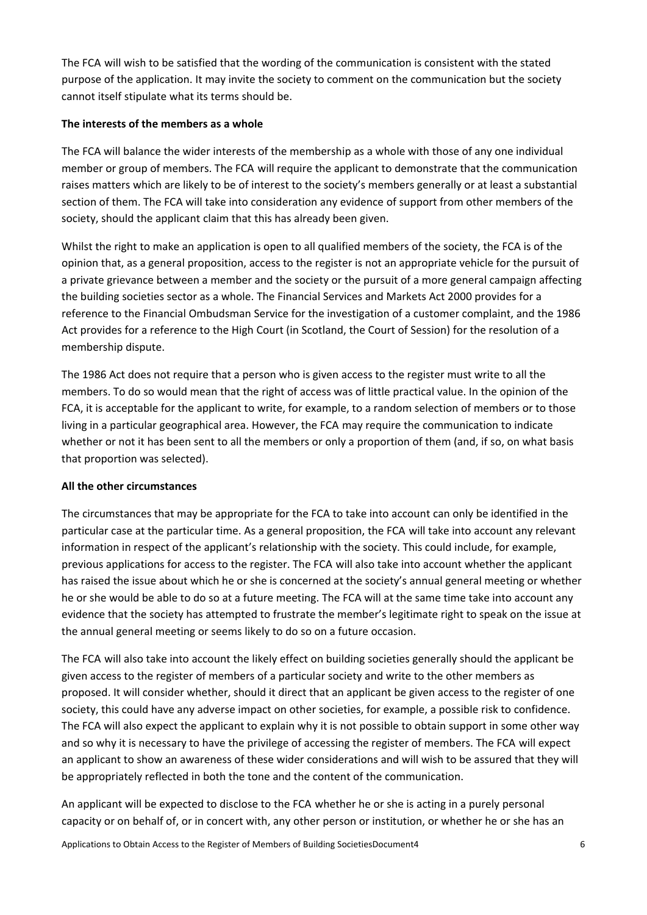The FCA will wish to be satisfied that the wording of the communication is consistent with the stated purpose of the application. It may invite the society to comment on the communication but the society cannot itself stipulate what its terms should be.

**The interests of the members as a whole**

The FCA will balance the wider interests of the membership as a whole with those of any one individual member or group of members. The FCA will require the applicant to demonstrate that the communication raises matters which are likely to be of interest to the society's members generally or at least a substantial section of them. The FCA will take into consideration any evidence of support from other members of the society, should the applicant claim that this has already been given.

Whilst the right to make an application is open to all qualified members of the society, the FCA is of the opinion that, as a general proposition, access to the register is not an appropriate vehicle for the pursuit of a private grievance between a member and the society or the pursuit of a more general campaign affecting the building societies sector as a whole. The Financial Services and Markets Act 2000 provides for a reference to the Financial Ombudsman Service for the investigation of a customer complaint, and the 1986 Act provides for a reference to the High Court (in Scotland, the Court of Session) for the resolution of a membership dispute.

The 1986 Act does not require that a person who is given access to the register must write to all the members. To do so would mean that the right of access was of little practical value. In the opinion of the FCA, it is acceptable for the applicant to write, for example, to a random selection of members or to those living in a particular geographical area. However, the FCA may require the communication to indicate whether or not it has been sent to all the members or only a proportion of them (and, if so, on what basis that proportion was selected).

**All the other circumstances**

The circumstances that may be appropriate for the FCA to take into account can only be identified in the particular case at the particular time. As a general proposition, the FCA will take into account any relevant information in respect of the applicant's relationship with the society. This could include, for example, previous applications for access to the register. The FCA will also take into account whether the applicant has raised the issue about which he or she is concerned at the society's annual general meeting or whether he or she would be able to do so at a future meeting. The FCA will at the same time take into account any evidence that the society has attempted to frustrate the member's legitimate right to speak on the issue at the annual general meeting or seems likely to do so on a future occasion.

The FCA will also take into account the likely effect on building societies generally should the applicant be given access to the register of members of a particular society and write to the other members as proposed. It will consider whether, should it direct that an applicant be given access to the register of one society, this could have any adverse impact on other societies, for example, a possible risk to confidence. The FCA will also expect the applicant to explain why it is not possible to obtain support in some other way and so why it is necessary to have the privilege of accessing the register of members. The FCA will expect an applicant to show an awareness of these wider considerations and will wish to be assured that they will be appropriately reflected in both the tone and the content of the communication.

An applicant will be expected to disclose to the FCA whether he or she is acting in a purely personal capacity or on behalf of, or in concert with, any other person or institution, or whether he or she has an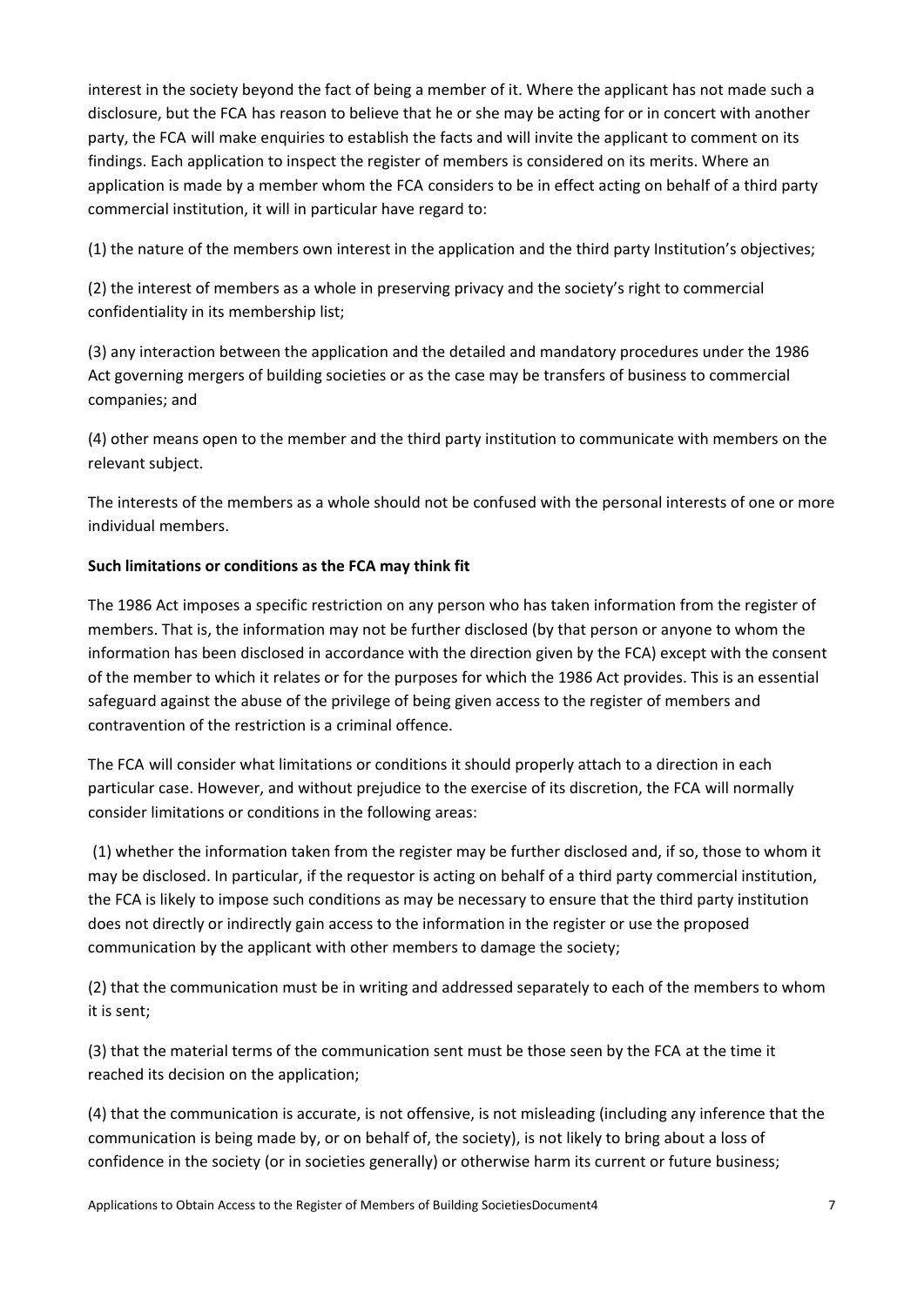interest in the society beyond the fact of being a member of it. Where the applicant has not made such a disclosure, but the FCA has reason to believe that he or she may be acting for or in concert with another party, the FCA will make enquiries to establish the facts and will invite the applicant to comment on its findings. Each application to inspect the register of members is considered on its merits. Where an application is made by a member whom the FCA considers to be in effect acting on behalf of a third party commercial institution, it will in particular have regard to:

(1) the nature of the members own interest in the application and the third party Institution's objectives;

(2) the interest of members as a whole in preserving privacy and the society's right to commercial confidentiality in its membership list;

(3) any interaction between the application and the detailed and mandatory procedures under the 1986 Act governing mergers of building societies or as the case may be transfers of business to commercial companies; and

(4) other means open to the member and the third party institution to communicate with members on the relevant subject.

The interests of the members as a whole should not be confused with the personal interests of one or more individual members.

**Such limitations or conditions as the FCA may think fit**

The 1986 Act imposes a specific restriction on any person who has taken information from the register of members. That is, the information may not be further disclosed (by that person or anyone to whom the information has been disclosed in accordance with the direction given by the FCA) except with the consent of the member to which it relates or for the purposes for which the 1986 Act provides. This is an essential safeguard against the abuse of the privilege of being given access to the register of members and contravention of the restriction is a criminal offence.

The FCA will consider what limitations or conditions it should properly attach to a direction in each particular case. However, and without prejudice to the exercise of its discretion, the FCA will normally consider limitations or conditions in the following areas:

(1) whether the information taken from the register may be further disclosed and, if so, those to whom it may be disclosed. In particular, if the requestor is acting on behalf of a third party commercial institution, the FCA is likely to impose such conditions as may be necessary to ensure that the third party institution does not directly or indirectly gain access to the information in the register or use the proposed communication by the applicant with other members to damage the society;

(2) that the communication must be in writing and addressed separately to each of the members to whom it is sent;

(3) that the material terms of the communication sent must be those seen by the FCA at the time it reached its decision on the application;

(4) that the communication is accurate, is not offensive, is not misleading (including any inference that the communication is being made by, or on behalf of, the society), is not likely to bring about a loss of confidence in the society (or in societies generally) or otherwise harm its current or future business;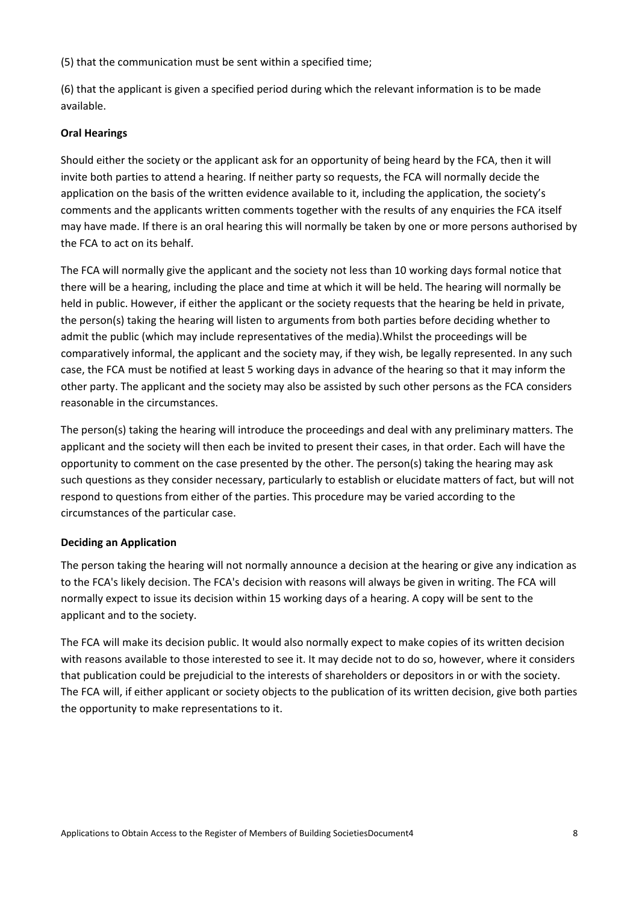(5) that the communication must be sent within a specified time;

(6) that the applicant is given a specified period during which the relevant information is to be made available.

**Oral Hearings**

Should either the society or the applicant ask for an opportunity of being heard by the FCA, then it will invite both parties to attend a hearing. If neither party so requests, the FCA will normally decide the application on the basis of the written evidence available to it, including the application, the society's comments and the applicants written comments together with the results of any enquiries the FCA itself may have made. If there is an oral hearing this will normally be taken by one or more persons authorised by the FCA to act on its behalf.

The FCA will normally give the applicant and the society not less than 10 working days formal notice that there will be a hearing, including the place and time at which it will be held. The hearing will normally be held in public. However, if either the applicant or the society requests that the hearing be held in private, the person(s) taking the hearing will listen to arguments from both parties before deciding whether to admit the public (which may include representatives of the media).Whilst the proceedings will be comparatively informal, the applicant and the society may, if they wish, be legally represented. In any such case, the FCA must be notified at least 5 working days in advance of the hearing so that it may inform the other party. The applicant and the society may also be assisted by such other persons as the FCA considers reasonable in the circumstances.

The person(s) taking the hearing will introduce the proceedings and deal with any preliminary matters. The applicant and the society will then each be invited to present their cases, in that order. Each will have the opportunity to comment on the case presented by the other. The person(s) taking the hearing may ask such questions as they consider necessary, particularly to establish or elucidate matters of fact, but will not respond to questions from either of the parties. This procedure may be varied according to the circumstances of the particular case.

**Deciding an Application**

The person taking the hearing will not normally announce a decision at the hearing or give any indication as to the FCA's likely decision. The FCA's decision with reasons will always be given in writing. The FCA will normally expect to issue its decision within 15 working days of a hearing. A copy will be sent to the applicant and to the society.

The FCA will make its decision public. It would also normally expect to make copies of its written decision with reasons available to those interested to see it. It may decide not to do so, however, where it considers that publication could be prejudicial to the interests of shareholders or depositors in or with the society. The FCA will, if either applicant or society objects to the publication of its written decision, give both parties the opportunity to make representations to it.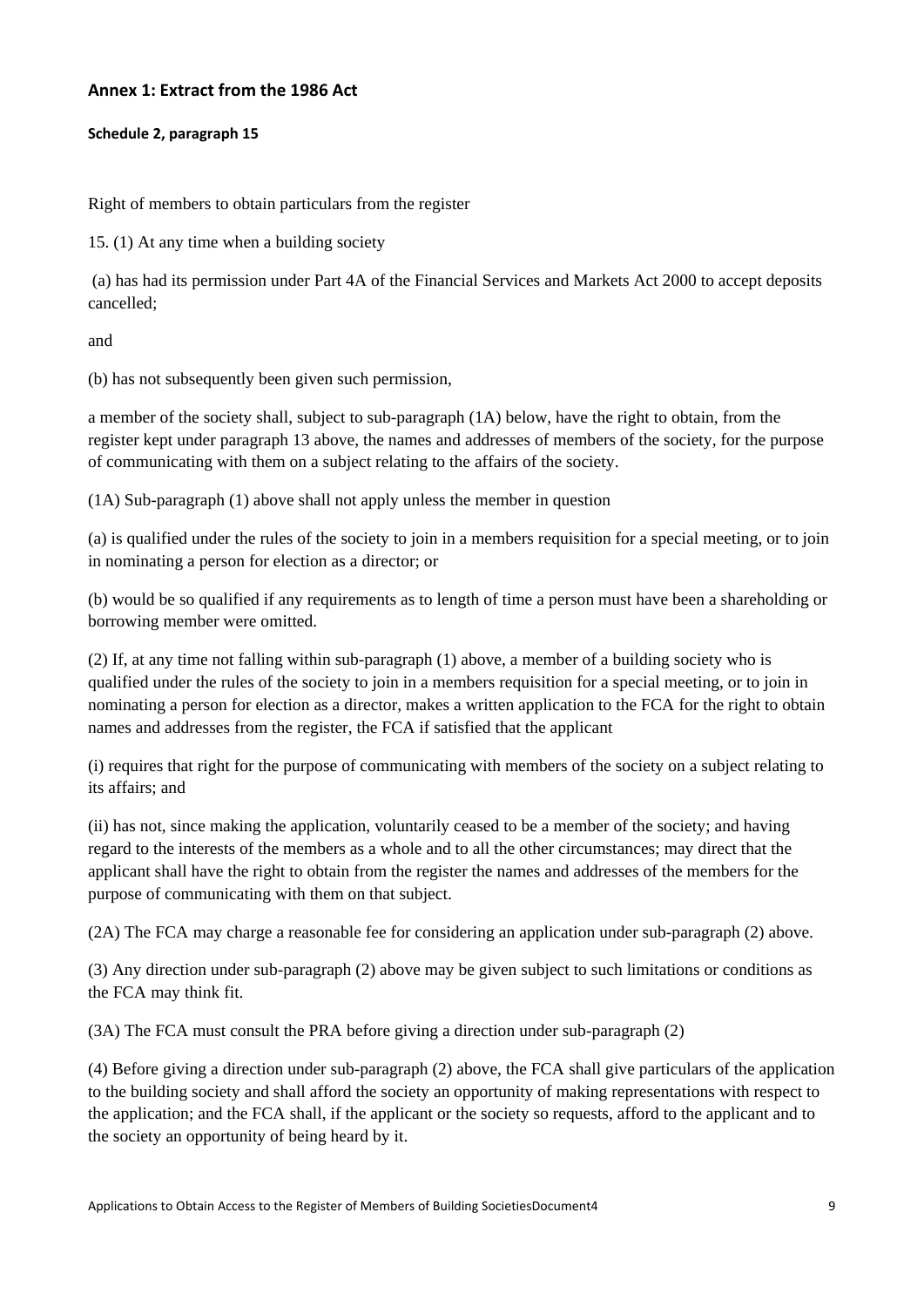## Annex 1: Extract from the 1986 Act

### Schedule 2, paragraph 15

Right of members to obtain particulars from the register

15. (1) At any time when a building society

(a) has had its permission under Part 4A of the Financial Services and Markets Act 2000 to accept deposits cancelled;

and

(b) has not subsequently been given such permission,

a member of the society shall, subject to sub-paragraph (1A) below, have the right to obtain, from the register kept under paragraph 13 above, the names and addresses of members of the society, for the purpose of communicating with them on a subject relating to the affairs of the society.

(1A) Sub-paragraph (1) above shall not apply unless the member in question

(a) is qualified under the rules of the society to join in a members requisition for a special meeting, or to join in nominating a person for election as a director; or

(b) would be so qualified if any requirements as to length of time a person must have been a shareholding or borrowing member were omitted.

(2) If, at any time not falling within sub-paragraph (1) above, a member of a building society who is qualified under the rules of the society to join in a members requisition for a special meeting, or to join in nominating a person for election as a director, makes a written application to the FCA for the right to obtain names and addresses from the register, the FCA if satisfied that the applicant

(i) requires that right for the purpose of communicating with members of the society on a subject relating to its affairs; and

(ii) has not, since making the application, voluntarily ceased to be a member of the society; and having regard to the interests of the members as a whole and to all the other circumstances; may direct that the applicant shall have the right to obtain from the register the names and addresses of the members for the purpose of communicating with them on that subject.

(2A) The FCA may charge a reasonable fee for considering an application under sub-paragraph (2) above.

(3) Any direction under sub-paragraph (2) above may be given subject to such limitations or conditions as the FCA may think fit.

(3A) The FCA must consult the PRA before giving a direction under sub-paragraph (2)

(4) Before giving a direction under sub-paragraph (2) above, the FCA shall give particulars of the application to the building society and shall afford the society an opportunity of making representations with respect to the application; and the FCA shall, if the applicant or the society so requests, afford to the applicant and to the society an opportunity of being heard by it.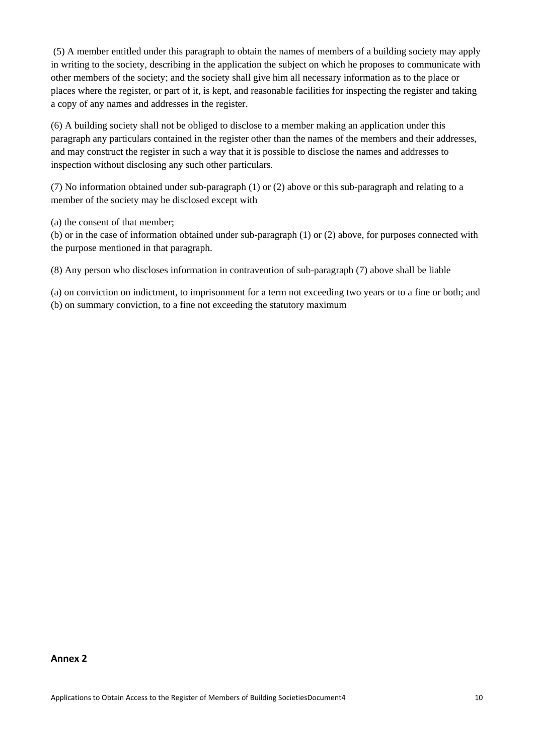(5) A member entitled under this paragraph to obtain the names of members of a building society may apply in writing to the society, describing in the application the subject on which he proposes to communicate with other members of the society; and the society shall give him all necessary information as to the place or places where the register, or part of it, is kept, and reasonable facilities for inspecting the register and taking a copy of any names and addresses in the register.

(6) A building society shall not be obliged to disclose to a member making an application under this paragraph any particulars contained in the register other than the names of the members and their addresses, and may construct the register in such a way that it is possible to disclose the names and addresses to inspection without disclosing any such other particulars.

(7) No information obtained under sub-paragraph (1) or (2) above or this sub-paragraph and relating to a member of the society may be disclosed except with

(a) the consent of that member;
(b) or in the case of information obtained under sub-paragraph (1) or (2) above, for purposes connected with the purpose mentioned in that paragraph.

(8) Any person who discloses information in contravention of sub-paragraph (7) above shall be liable

(a) on conviction on indictment, to imprisonment for a term not exceeding two years or to a fine or both; and
(b) on summary conviction, to a fine not exceeding the statutory maximum

**Annex 2**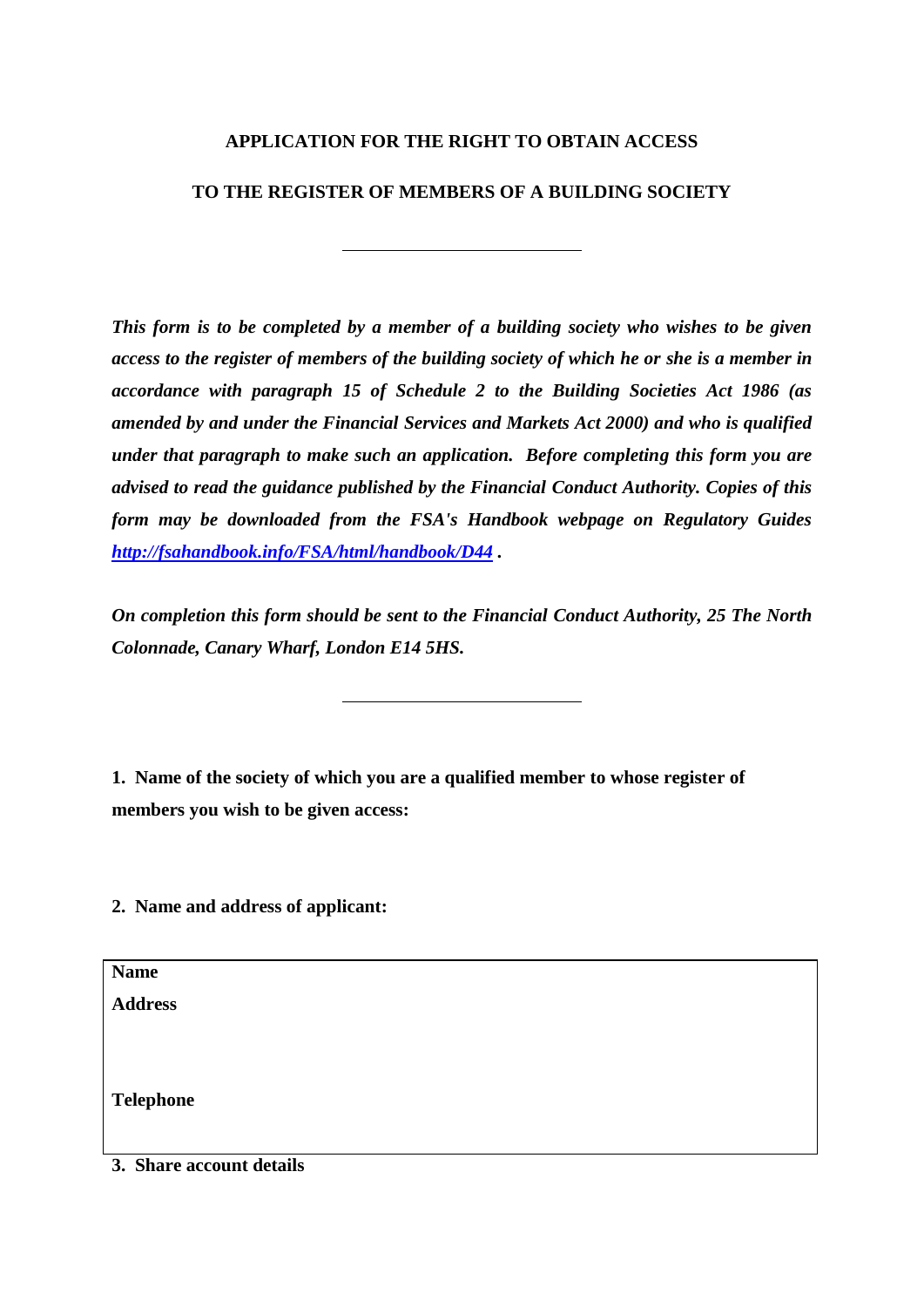**APPLICATION FOR THE RIGHT TO OBTAIN ACCESS**

**TO THE REGISTER OF MEMBERS OF A BUILDING SOCIETY**

---

***This form is to be completed by a member of a building society who wishes to be given access to the register of members of the building society of which he or she is a member in accordance with paragraph 15 of Schedule 2 to the Building Societies Act 1986 (as amended by and under the Financial Services and Markets Act 2000) and who is qualified under that paragraph to make such an application. Before completing this form you are advised to read the guidance published by the Financial Conduct Authority. Copies of this form may be downloaded from the FSA's Handbook webpage on Regulatory Guides [http://fsahandbook.info/FSA/html/handbook/D44](http://fsahandbook.info/FSA/html/handbook/D44) .***

***On completion this form should be sent to the Financial Conduct Authority, 25 The North Colonnade, Canary Wharf, London E14 5HS.***

---

**1. Name of the society of which you are a qualified member to whose register of members you wish to be given access:**

**2. Name and address of applicant:**

| |
|---|
| **Name** |
| **Address** |
| |
| |
| **Telephone** |
| |

**3. Share account details**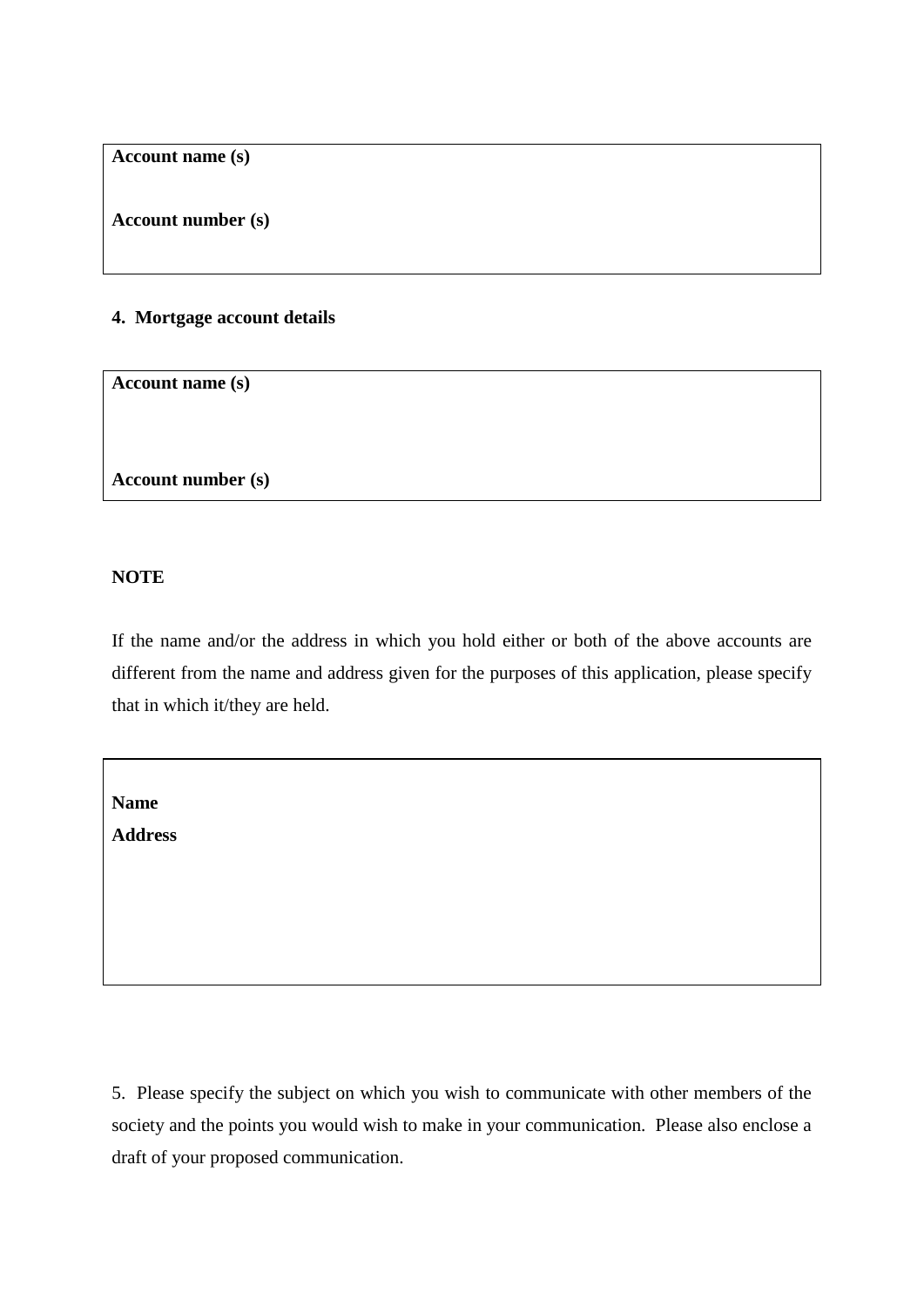| **Account name (s)** <br><br> **Account number (s)** |
|---|

**4. Mortgage account details**

| **Account name (s)** <br><br><br> **Account number (s)** |
|---|

**NOTE**

If the name and/or the address in which you hold either or both of the above accounts are different from the name and address given for the purposes of this application, please specify that in which it/they are held.

| **Name** <br> **Address** |
|---|

5. Please specify the subject on which you wish to communicate with other members of the society and the points you would wish to make in your communication. Please also enclose a draft of your proposed communication.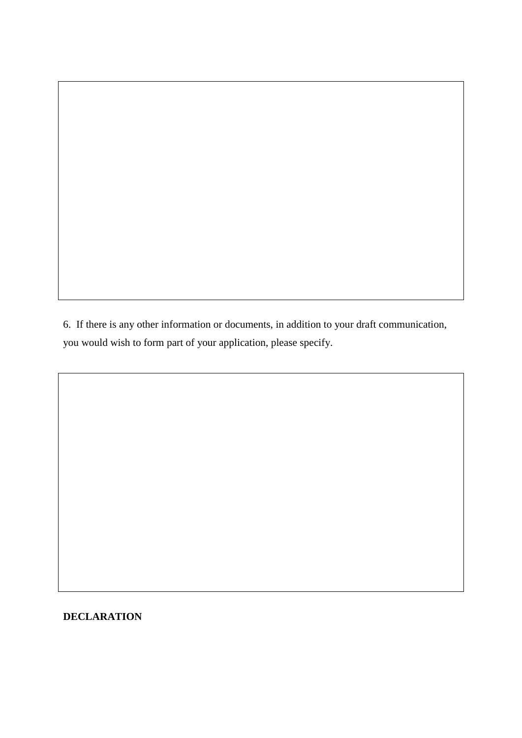6. If there is any other information or documents, in addition to your draft communication, you would wish to form part of your application, please specify.

**DECLARATION**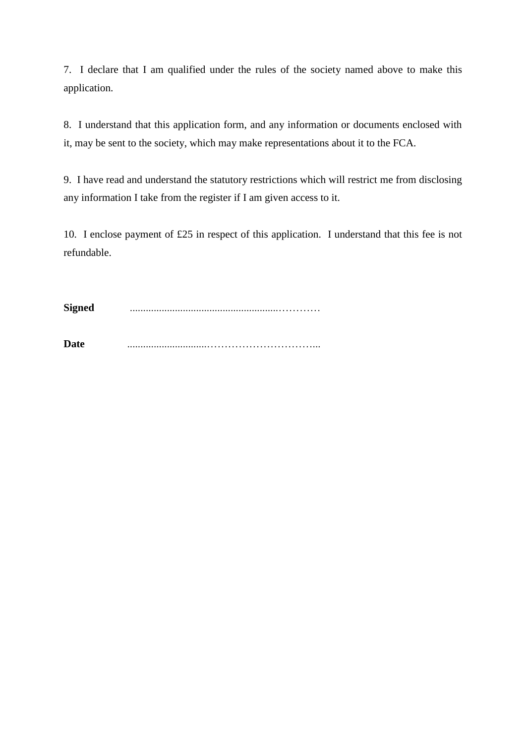7. I declare that I am qualified under the rules of the society named above to make this application.

8. I understand that this application form, and any information or documents enclosed with it, may be sent to the society, which may make representations about it to the FCA.

9. I have read and understand the statutory restrictions which will restrict me from disclosing any information I take from the register if I am given access to it.

10. I enclose payment of £25 in respect of this application. I understand that this fee is not refundable.

**Signed** ........................................................…………

**Date** ..............................…………………………...